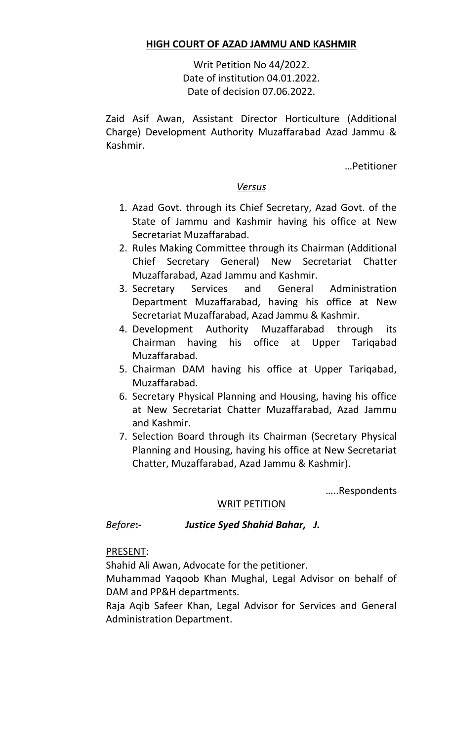**HIGH COURT OF AZAD JAMMU AND KASHMIR**

Writ Petition No 44/2022.
Date of institution 04.01.2022.
Date of decision 07.06.2022.

Zaid Asif Awan, Assistant Director Horticulture (Additional Charge) Development Authority Muzaffarabad Azad Jammu & Kashmir.

…Petitioner

*Versus*

1. Azad Govt. through its Chief Secretary, Azad Govt. of the State of Jammu and Kashmir having his office at New Secretariat Muzaffarabad.
2. Rules Making Committee through its Chairman (Additional Chief Secretary General) New Secretariat Chatter Muzaffarabad, Azad Jammu and Kashmir.
3. Secretary Services and General Administration Department Muzaffarabad, having his office at New Secretariat Muzaffarabad, Azad Jammu & Kashmir.
4. Development Authority Muzaffarabad through its Chairman having his office at Upper Tariqabad Muzaffarabad.
5. Chairman DAM having his office at Upper Tariqabad, Muzaffarabad.
6. Secretary Physical Planning and Housing, having his office at New Secretariat Chatter Muzaffarabad, Azad Jammu and Kashmir.
7. Selection Board through its Chairman (Secretary Physical Planning and Housing, having his office at New Secretariat Chatter, Muzaffarabad, Azad Jammu & Kashmir).

…..Respondents

WRIT PETITION

*Before***:-** ***Justice Syed Shahid Bahar, J.***

PRESENT:

Shahid Ali Awan, Advocate for the petitioner.

Muhammad Yaqoob Khan Mughal, Legal Advisor on behalf of DAM and PP&H departments.

Raja Aqib Safeer Khan, Legal Advisor for Services and General Administration Department.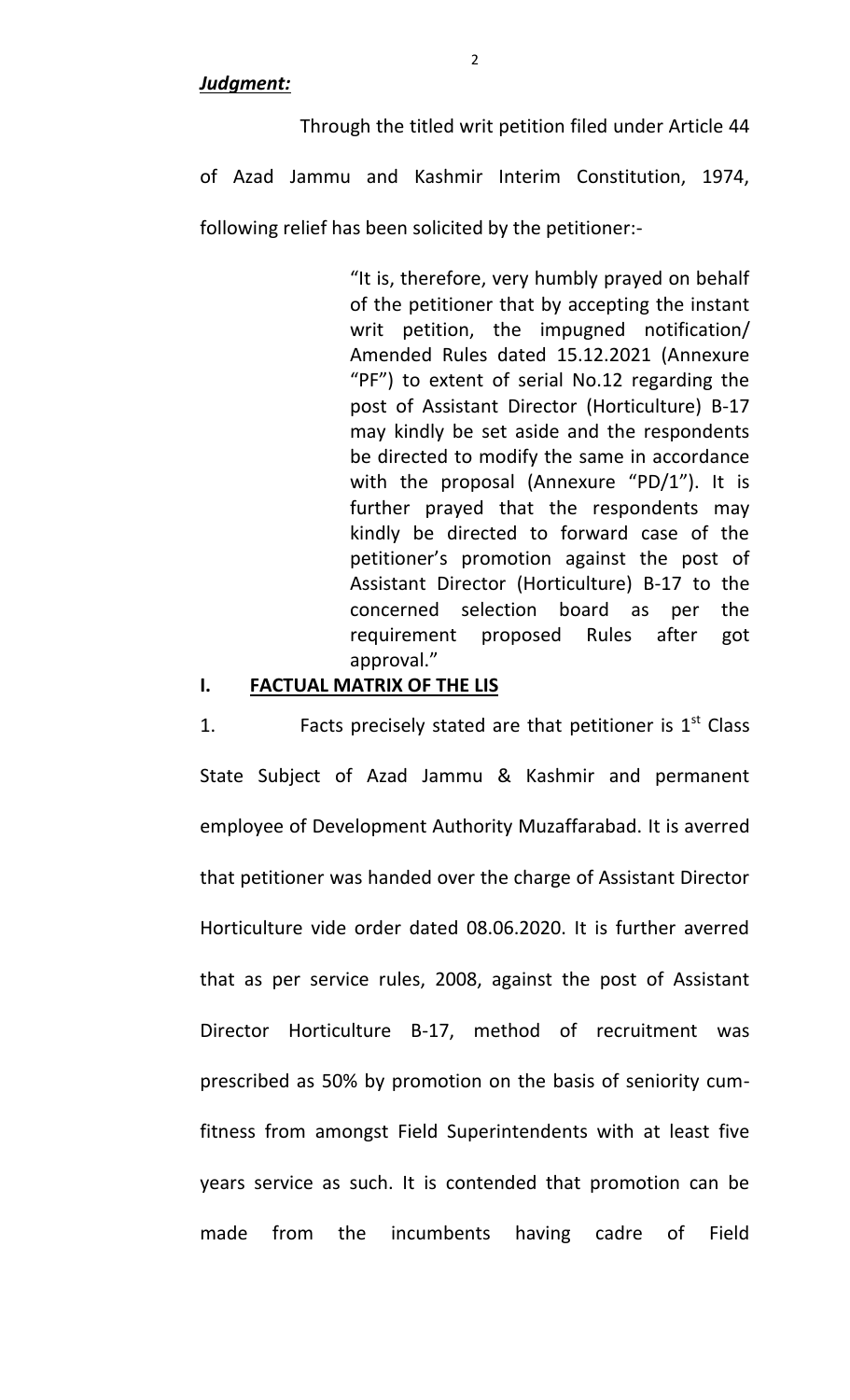***Judgment:***

Through the titled writ petition filed under Article 44 of Azad Jammu and Kashmir Interim Constitution, 1974, following relief has been solicited by the petitioner:-

> "It is, therefore, very humbly prayed on behalf of the petitioner that by accepting the instant writ petition, the impugned notification/ Amended Rules dated 15.12.2021 (Annexure "PF") to extent of serial No.12 regarding the post of Assistant Director (Horticulture) B-17 may kindly be set aside and the respondents be directed to modify the same in accordance with the proposal (Annexure "PD/1"). It is further prayed that the respondents may kindly be directed to forward case of the petitioner's promotion against the post of Assistant Director (Horticulture) B-17 to the concerned selection board as per the requirement proposed Rules after got approval."

## I. <u>FACTUAL MATRIX OF THE LIS</u>

1. Facts precisely stated are that petitioner is 1st Class State Subject of Azad Jammu & Kashmir and permanent employee of Development Authority Muzaffarabad. It is averred that petitioner was handed over the charge of Assistant Director Horticulture vide order dated 08.06.2020. It is further averred that as per service rules, 2008, against the post of Assistant Director Horticulture B-17, method of recruitment was prescribed as 50% by promotion on the basis of seniority cum-fitness from amongst Field Superintendents with at least five years service as such. It is contended that promotion can be made from the incumbents having cadre of Field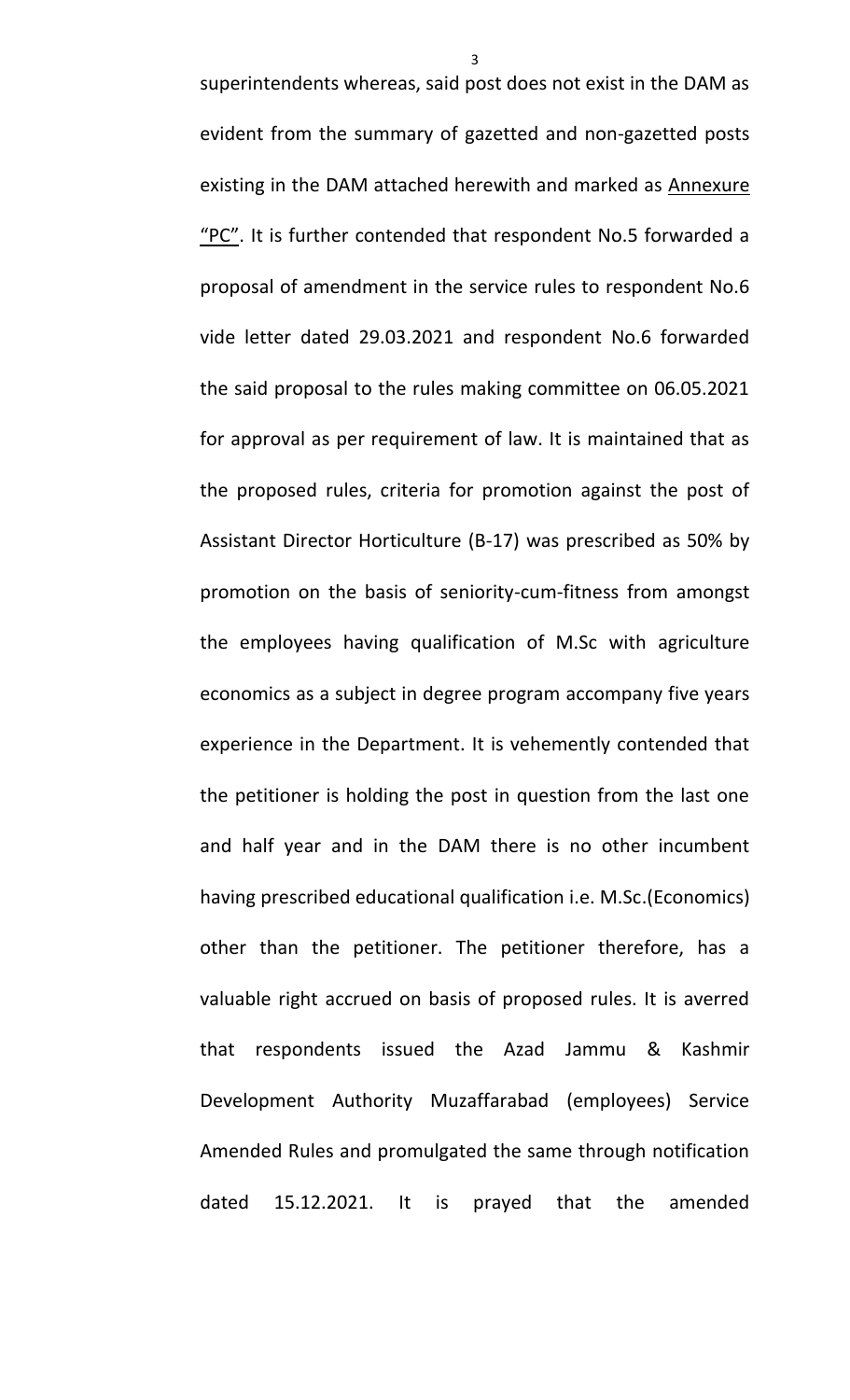superintendents whereas, said post does not exist in the DAM as evident from the summary of gazetted and non-gazetted posts existing in the DAM attached herewith and marked as Annexure "PC". It is further contended that respondent No.5 forwarded a proposal of amendment in the service rules to respondent No.6 vide letter dated 29.03.2021 and respondent No.6 forwarded the said proposal to the rules making committee on 06.05.2021 for approval as per requirement of law. It is maintained that as the proposed rules, criteria for promotion against the post of Assistant Director Horticulture (B-17) was prescribed as 50% by promotion on the basis of seniority-cum-fitness from amongst the employees having qualification of M.Sc with agriculture economics as a subject in degree program accompany five years experience in the Department. It is vehemently contended that the petitioner is holding the post in question from the last one and half year and in the DAM there is no other incumbent having prescribed educational qualification i.e. M.Sc.(Economics) other than the petitioner. The petitioner therefore, has a valuable right accrued on basis of proposed rules. It is averred that respondents issued the Azad Jammu & Kashmir Development Authority Muzaffarabad (employees) Service Amended Rules and promulgated the same through notification dated 15.12.2021. It is prayed that the amended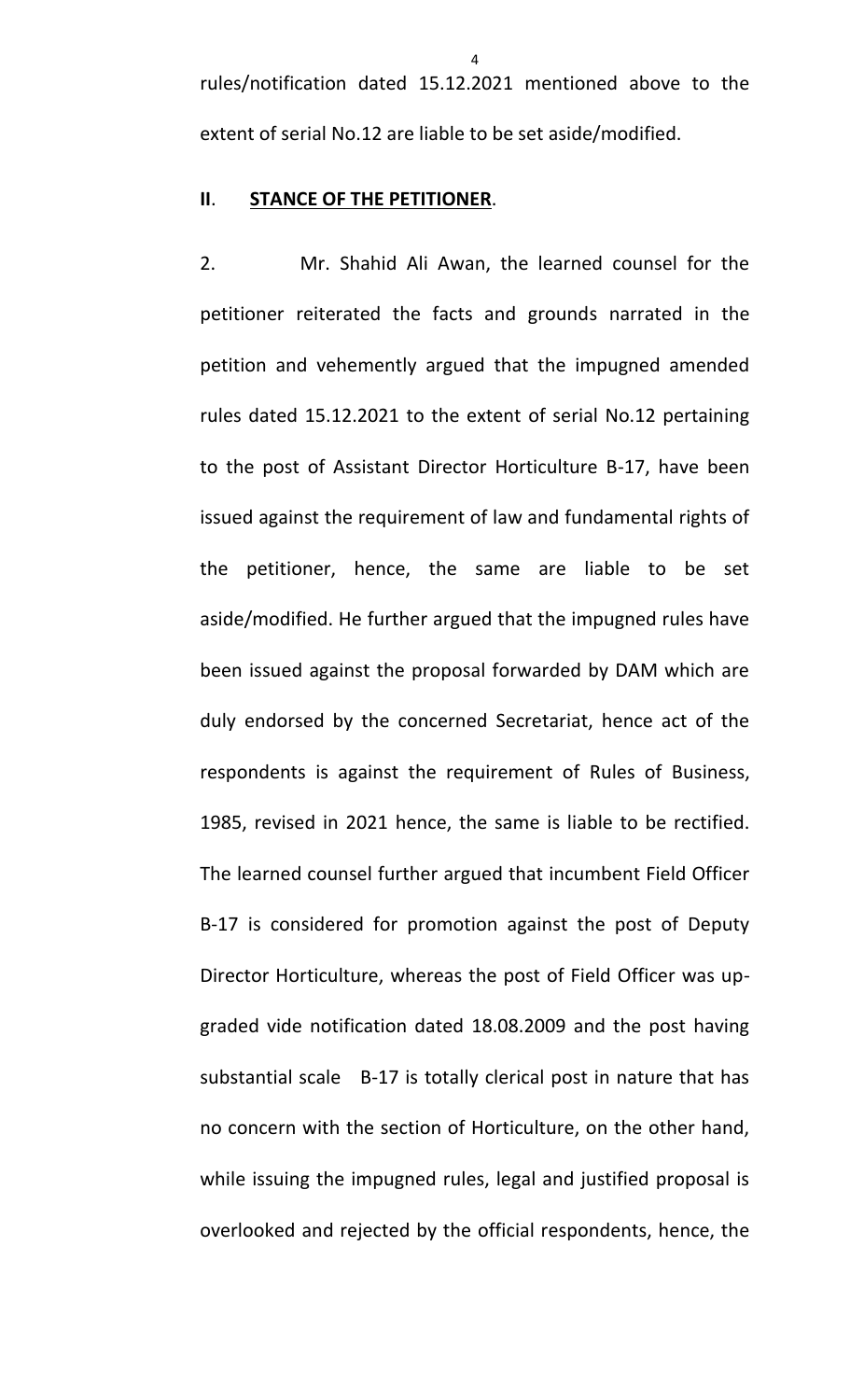rules/notification dated 15.12.2021 mentioned above to the extent of serial No.12 are liable to be set aside/modified.

## II. STANCE OF THE PETITIONER.

2. Mr. Shahid Ali Awan, the learned counsel for the petitioner reiterated the facts and grounds narrated in the petition and vehemently argued that the impugned amended rules dated 15.12.2021 to the extent of serial No.12 pertaining to the post of Assistant Director Horticulture B-17, have been issued against the requirement of law and fundamental rights of the petitioner, hence, the same are liable to be set aside/modified. He further argued that the impugned rules have been issued against the proposal forwarded by DAM which are duly endorsed by the concerned Secretariat, hence act of the respondents is against the requirement of Rules of Business, 1985, revised in 2021 hence, the same is liable to be rectified. The learned counsel further argued that incumbent Field Officer B-17 is considered for promotion against the post of Deputy Director Horticulture, whereas the post of Field Officer was up-graded vide notification dated 18.08.2009 and the post having substantial scale B-17 is totally clerical post in nature that has no concern with the section of Horticulture, on the other hand, while issuing the impugned rules, legal and justified proposal is overlooked and rejected by the official respondents, hence, the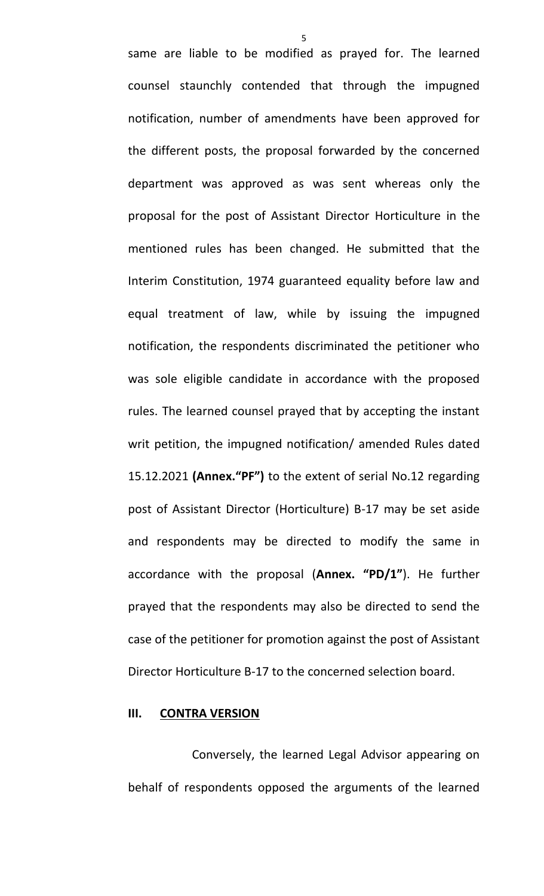same are liable to be modified as prayed for. The learned counsel staunchly contended that through the impugned notification, number of amendments have been approved for the different posts, the proposal forwarded by the concerned department was approved as was sent whereas only the proposal for the post of Assistant Director Horticulture in the mentioned rules has been changed. He submitted that the Interim Constitution, 1974 guaranteed equality before law and equal treatment of law, while by issuing the impugned notification, the respondents discriminated the petitioner who was sole eligible candidate in accordance with the proposed rules. The learned counsel prayed that by accepting the instant writ petition, the impugned notification/ amended Rules dated 15.12.2021 **(Annex."PF")** to the extent of serial No.12 regarding post of Assistant Director (Horticulture) B-17 may be set aside and respondents may be directed to modify the same in accordance with the proposal (**Annex. "PD/1"**). He further prayed that the respondents may also be directed to send the case of the petitioner for promotion against the post of Assistant Director Horticulture B-17 to the concerned selection board.

## III. CONTRA VERSION

Conversely, the learned Legal Advisor appearing on behalf of respondents opposed the arguments of the learned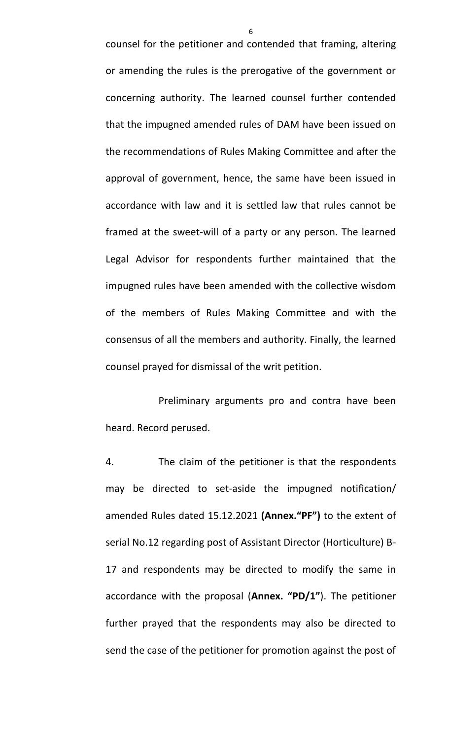counsel for the petitioner and contended that framing, altering or amending the rules is the prerogative of the government or concerning authority. The learned counsel further contended that the impugned amended rules of DAM have been issued on the recommendations of Rules Making Committee and after the approval of government, hence, the same have been issued in accordance with law and it is settled law that rules cannot be framed at the sweet-will of a party or any person. The learned Legal Advisor for respondents further maintained that the impugned rules have been amended with the collective wisdom of the members of Rules Making Committee and with the consensus of all the members and authority. Finally, the learned counsel prayed for dismissal of the writ petition.

Preliminary arguments pro and contra have been heard. Record perused.

4. The claim of the petitioner is that the respondents may be directed to set-aside the impugned notification/ amended Rules dated 15.12.2021 **(Annex."PF")** to the extent of serial No.12 regarding post of Assistant Director (Horticulture) B-17 and respondents may be directed to modify the same in accordance with the proposal (**Annex. "PD/1"**). The petitioner further prayed that the respondents may also be directed to send the case of the petitioner for promotion against the post of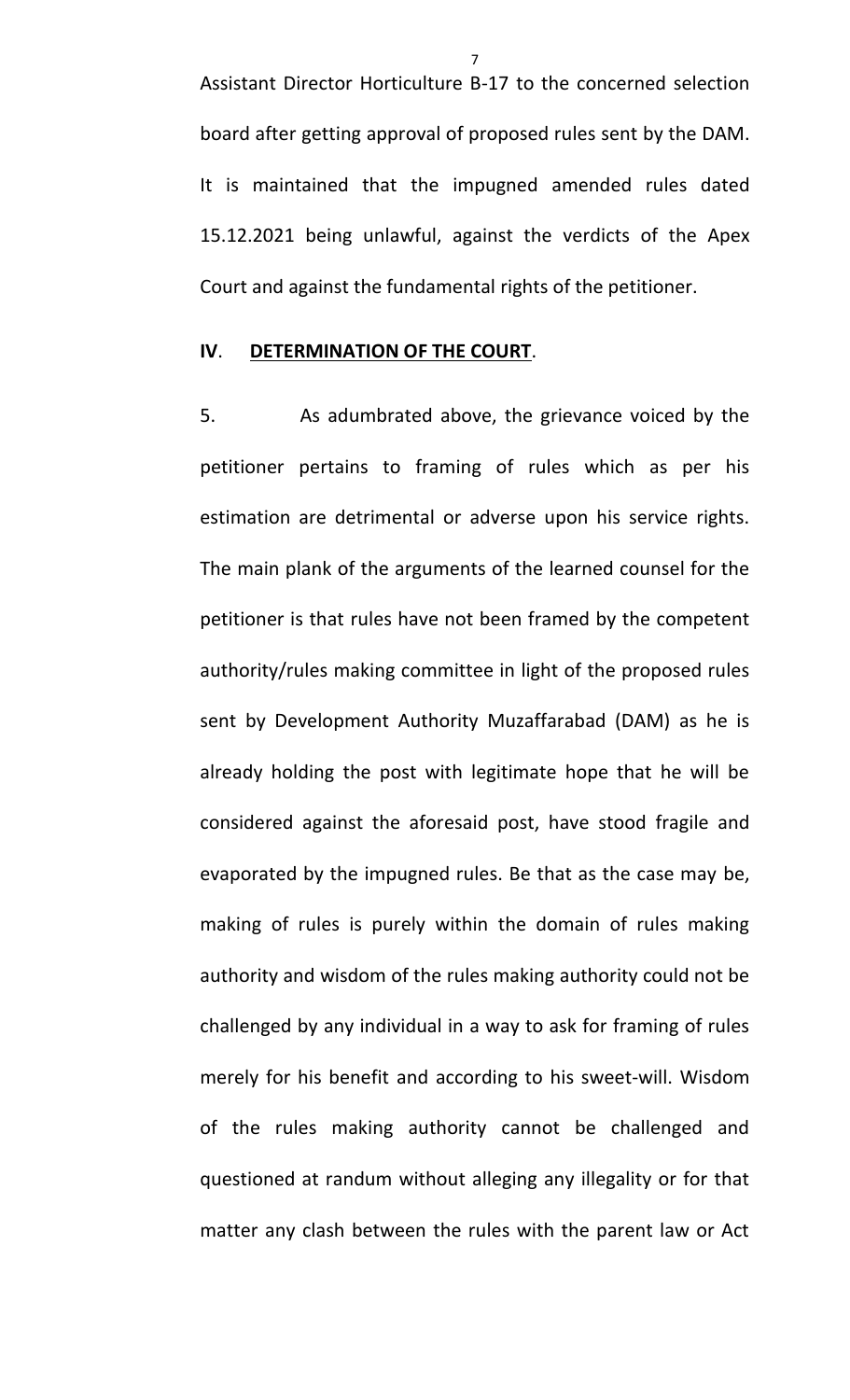Assistant Director Horticulture B-17 to the concerned selection board after getting approval of proposed rules sent by the DAM. It is maintained that the impugned amended rules dated 15.12.2021 being unlawful, against the verdicts of the Apex Court and against the fundamental rights of the petitioner.

## IV. <u>DETERMINATION OF THE COURT</u>.

5. As adumbrated above, the grievance voiced by the petitioner pertains to framing of rules which as per his estimation are detrimental or adverse upon his service rights. The main plank of the arguments of the learned counsel for the petitioner is that rules have not been framed by the competent authority/rules making committee in light of the proposed rules sent by Development Authority Muzaffarabad (DAM) as he is already holding the post with legitimate hope that he will be considered against the aforesaid post, have stood fragile and evaporated by the impugned rules. Be that as the case may be, making of rules is purely within the domain of rules making authority and wisdom of the rules making authority could not be challenged by any individual in a way to ask for framing of rules merely for his benefit and according to his sweet-will. Wisdom of the rules making authority cannot be challenged and questioned at randum without alleging any illegality or for that matter any clash between the rules with the parent law or Act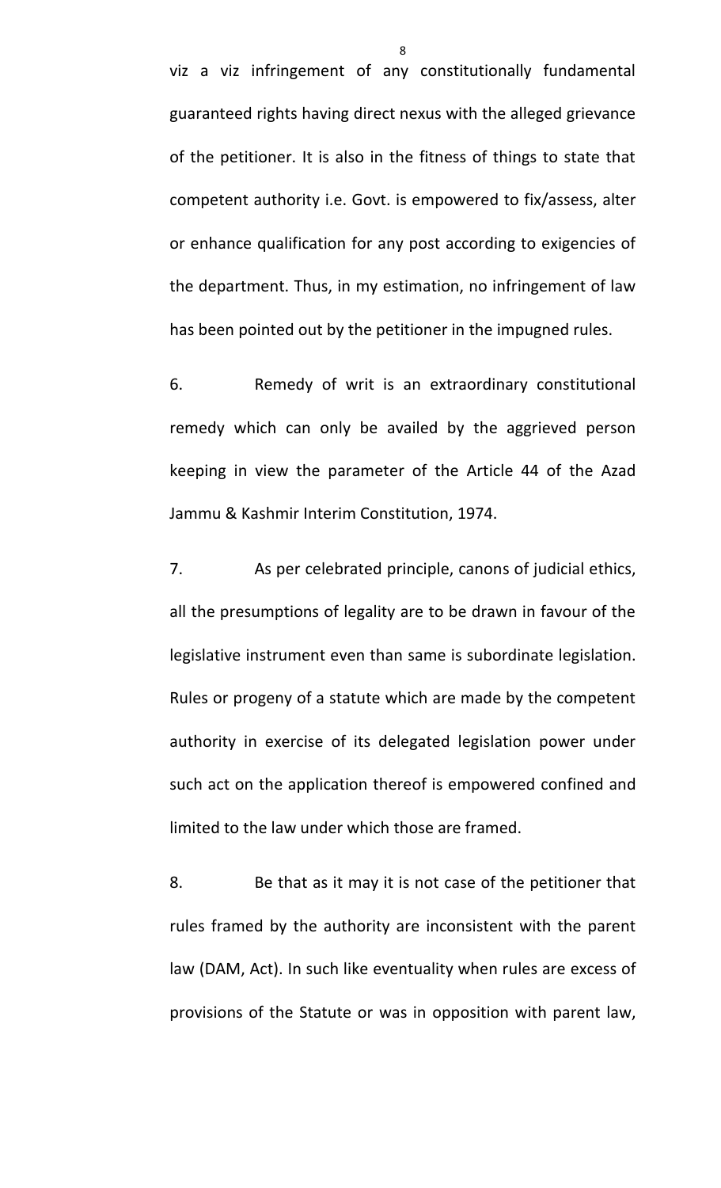viz a viz infringement of any constitutionally fundamental guaranteed rights having direct nexus with the alleged grievance of the petitioner. It is also in the fitness of things to state that competent authority i.e. Govt. is empowered to fix/assess, alter or enhance qualification for any post according to exigencies of the department. Thus, in my estimation, no infringement of law has been pointed out by the petitioner in the impugned rules.

6. Remedy of writ is an extraordinary constitutional remedy which can only be availed by the aggrieved person keeping in view the parameter of the Article 44 of the Azad Jammu & Kashmir Interim Constitution, 1974.

7. As per celebrated principle, canons of judicial ethics, all the presumptions of legality are to be drawn in favour of the legislative instrument even than same is subordinate legislation. Rules or progeny of a statute which are made by the competent authority in exercise of its delegated legislation power under such act on the application thereof is empowered confined and limited to the law under which those are framed.

8. Be that as it may it is not case of the petitioner that rules framed by the authority are inconsistent with the parent law (DAM, Act). In such like eventuality when rules are excess of provisions of the Statute or was in opposition with parent law,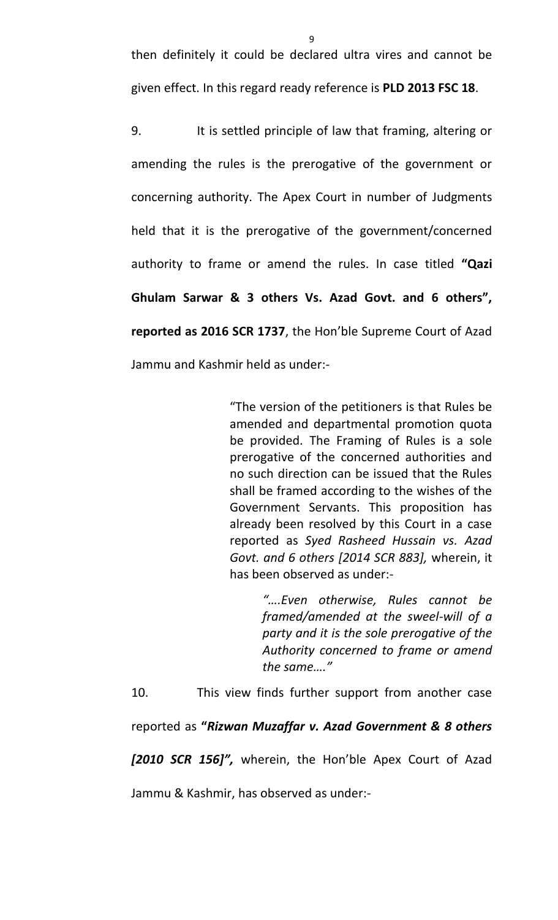then definitely it could be declared ultra vires and cannot be given effect. In this regard ready reference is **PLD 2013 FSC 18**.

9. It is settled principle of law that framing, altering or amending the rules is the prerogative of the government or concerning authority. The Apex Court in number of Judgments held that it is the prerogative of the government/concerned authority to frame or amend the rules. In case titled **"Qazi Ghulam Sarwar & 3 others Vs. Azad Govt. and 6 others", reported as 2016 SCR 1737**, the Hon'ble Supreme Court of Azad Jammu and Kashmir held as under:-

> "The version of the petitioners is that Rules be amended and departmental promotion quota be provided. The Framing of Rules is a sole prerogative of the concerned authorities and no such direction can be issued that the Rules shall be framed according to the wishes of the Government Servants. This proposition has already been resolved by this Court in a case reported as *Syed Rasheed Hussain vs. Azad Govt. and 6 others [2014 SCR 883],* wherein, it has been observed as under:-
>
> > *"….Even otherwise, Rules cannot be framed/amended at the sweel-will of a party and it is the sole prerogative of the Authority concerned to frame or amend the same…."*

10. This view finds further support from another case reported as **"*Rizwan Muzaffar v. Azad Government & 8 others [2010 SCR 156]",*** wherein, the Hon'ble Apex Court of Azad Jammu & Kashmir, has observed as under:-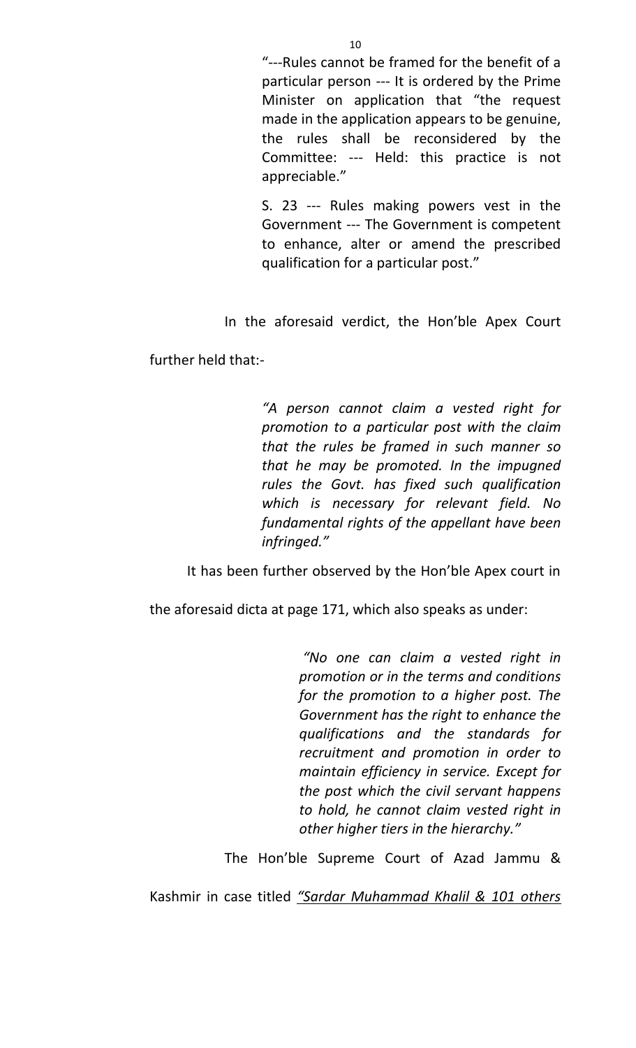> "---Rules cannot be framed for the benefit of a particular person --- It is ordered by the Prime Minister on application that "the request made in the application appears to be genuine, the rules shall be reconsidered by the Committee: --- Held: this practice is not appreciable."
>
> S. 23 --- Rules making powers vest in the Government --- The Government is competent to enhance, alter or amend the prescribed qualification for a particular post."

In the aforesaid verdict, the Hon'ble Apex Court further held that:-

> *"A person cannot claim a vested right for promotion to a particular post with the claim that the rules be framed in such manner so that he may be promoted. In the impugned rules the Govt. has fixed such qualification which is necessary for relevant field. No fundamental rights of the appellant have been infringed."*

It has been further observed by the Hon'ble Apex court in the aforesaid dicta at page 171, which also speaks as under:

> *"No one can claim a vested right in promotion or in the terms and conditions for the promotion to a higher post. The Government has the right to enhance the qualifications and the standards for recruitment and promotion in order to maintain efficiency in service. Except for the post which the civil servant happens to hold, he cannot claim vested right in other higher tiers in the hierarchy."*

The Hon'ble Supreme Court of Azad Jammu & Kashmir in case titled *"Sardar Muhammad Khalil & 101 others*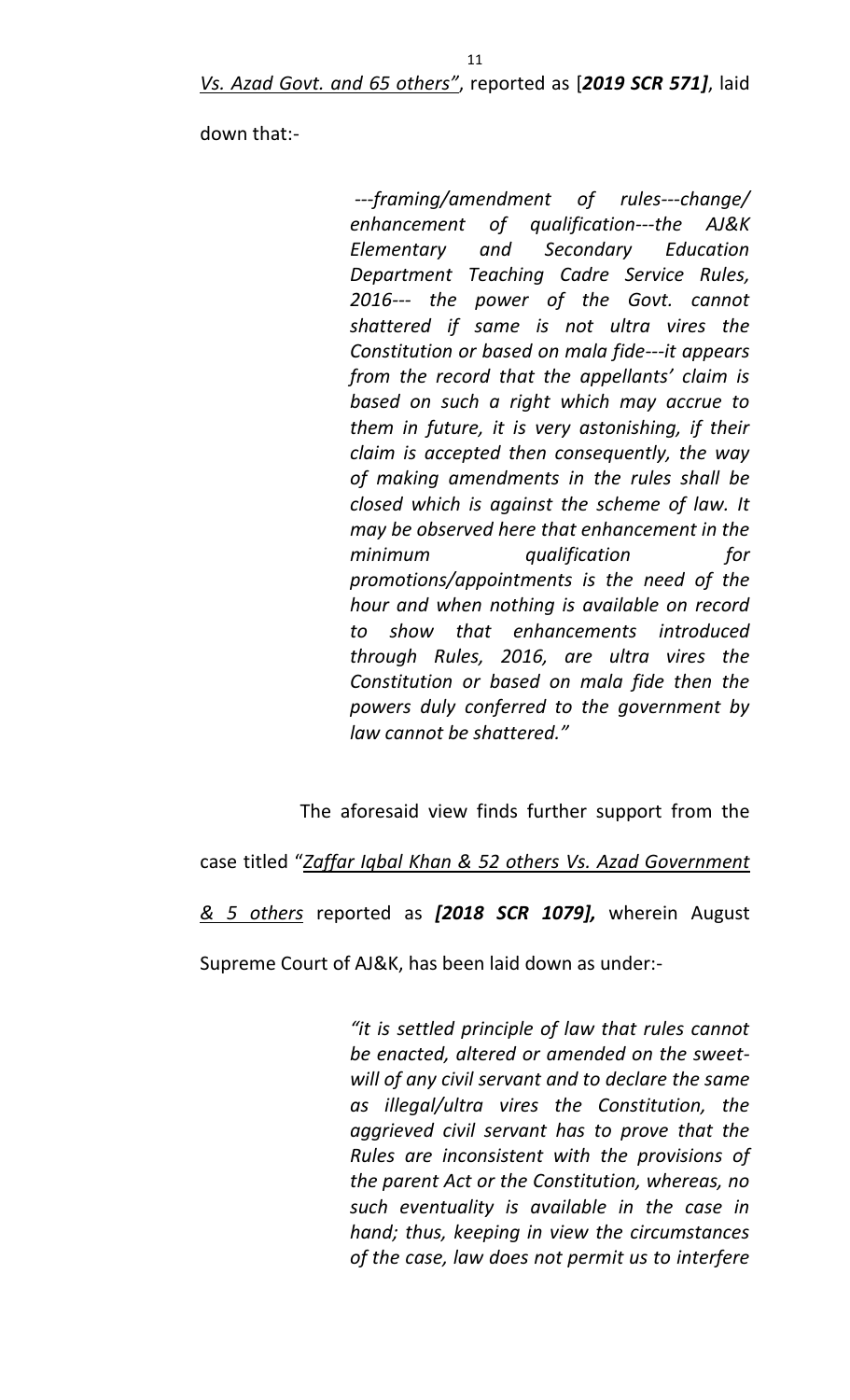*Vs. Azad Govt. and 65 others"*, reported as [***2019 SCR 571]***, laid down that:-

> *---framing/amendment of rules---change/ enhancement of qualification---the AJ&K Elementary and Secondary Education Department Teaching Cadre Service Rules, 2016--- the power of the Govt. cannot shattered if same is not ultra vires the Constitution or based on mala fide---it appears from the record that the appellants' claim is based on such a right which may accrue to them in future, it is very astonishing, if their claim is accepted then consequently, the way of making amendments in the rules shall be closed which is against the scheme of law. It may be observed here that enhancement in the minimum qualification for promotions/appointments is the need of the hour and when nothing is available on record to show that enhancements introduced through Rules, 2016, are ultra vires the Constitution or based on mala fide then the powers duly conferred to the government by law cannot be shattered."*

The aforesaid view finds further support from the case titled "*Zaffar Iqbal Khan & 52 others Vs. Azad Government & 5 others* reported as ***[2018 SCR 1079],*** wherein August Supreme Court of AJ&K, has been laid down as under:-

> *"it is settled principle of law that rules cannot be enacted, altered or amended on the sweet-will of any civil servant and to declare the same as illegal/ultra vires the Constitution, the aggrieved civil servant has to prove that the Rules are inconsistent with the provisions of the parent Act or the Constitution, whereas, no such eventuality is available in the case in hand; thus, keeping in view the circumstances of the case, law does not permit us to interfere*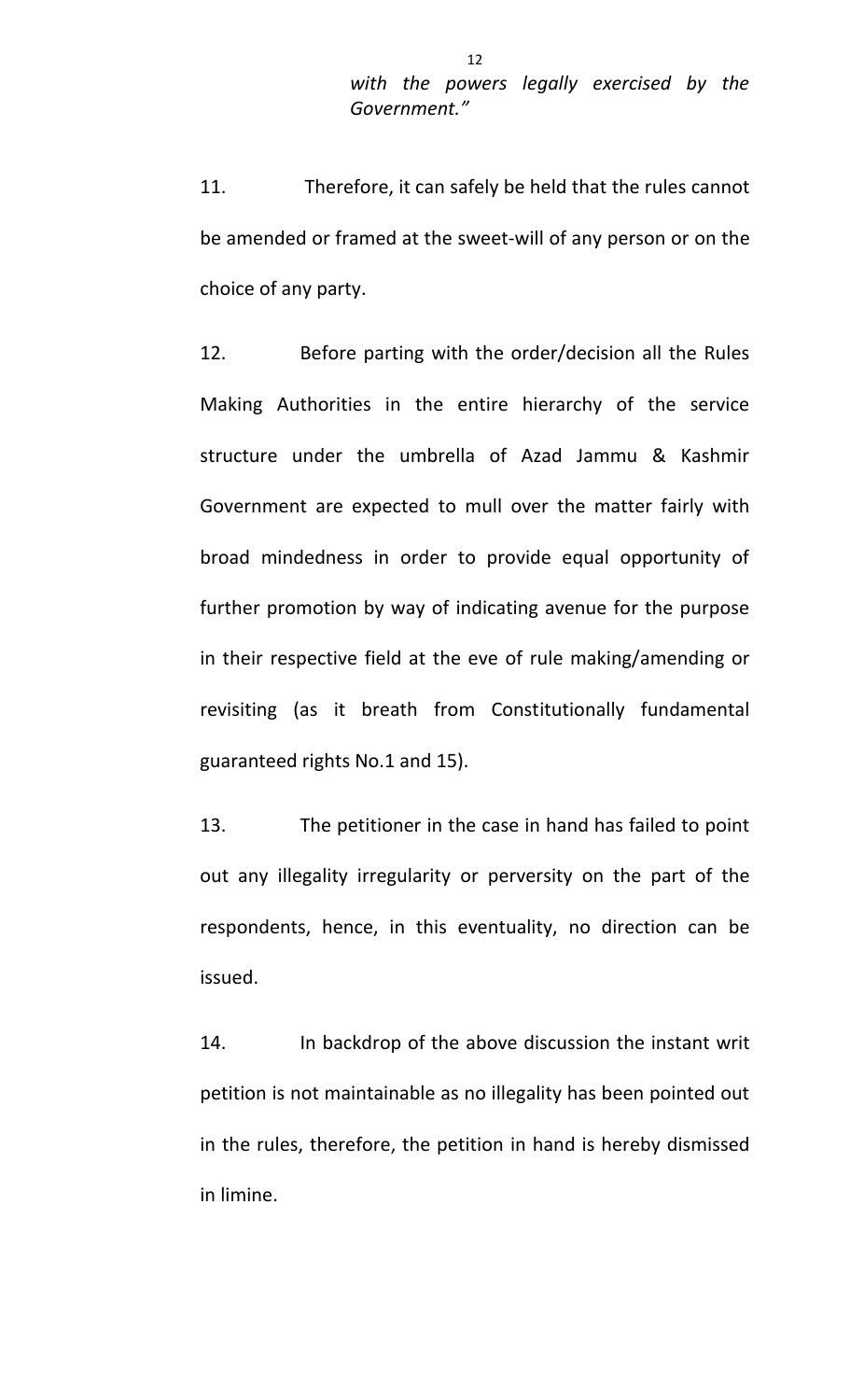*with the powers legally exercised by the Government."*

11. Therefore, it can safely be held that the rules cannot be amended or framed at the sweet-will of any person or on the choice of any party.

12. Before parting with the order/decision all the Rules Making Authorities in the entire hierarchy of the service structure under the umbrella of Azad Jammu & Kashmir Government are expected to mull over the matter fairly with broad mindedness in order to provide equal opportunity of further promotion by way of indicating avenue for the purpose in their respective field at the eve of rule making/amending or revisiting (as it breath from Constitutionally fundamental guaranteed rights No.1 and 15).

13. The petitioner in the case in hand has failed to point out any illegality irregularity or perversity on the part of the respondents, hence, in this eventuality, no direction can be issued.

14. In backdrop of the above discussion the instant writ petition is not maintainable as no illegality has been pointed out in the rules, therefore, the petition in hand is hereby dismissed in limine.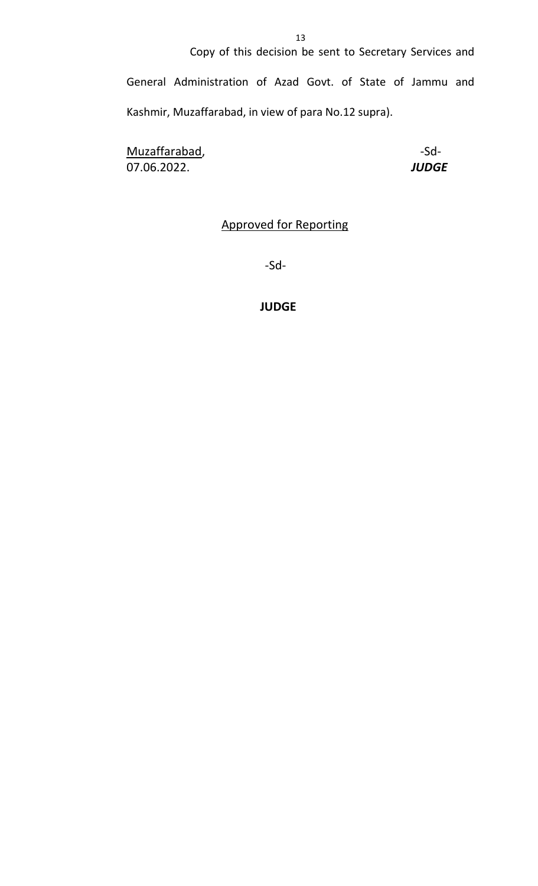Copy of this decision be sent to Secretary Services and General Administration of Azad Govt. of State of Jammu and Kashmir, Muzaffarabad, in view of para No.12 supra).

Muzaffarabad,
07.06.2022.

-Sd-
***JUDGE***

Approved for Reporting

-Sd-

**JUDGE**